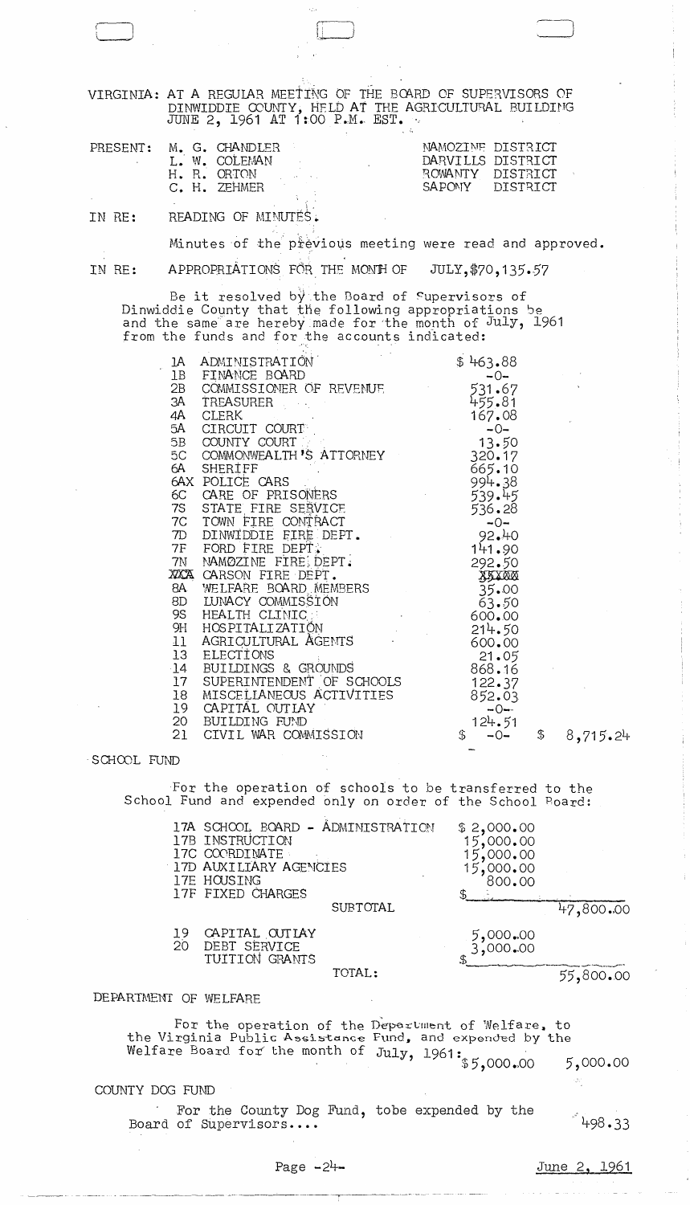VIRGINIA: AT A REGULAR MEETING OF THE BOARD OF SUPERVISORS OF DINWIDDIE COUNTY, HELD AT THE AGRICULTURAL BUILDING JUNE 2, 1961 AT 1:00 P.M. EST.

| PRESENT: | | |
|---|---|---|
| | M. G. CHANDLER | NAMOZINE DISTRICT |
| | L. W. COLEMAN | DARVILLS DISTRICT |
| | H. R. ORTON | ROWANTY DISTRICT |
| | C. H. ZEHMER | SAPONY DISTRICT |

IN RE: READING OF MINUTES.

Minutes of the previous meeting were read and approved.

IN RE: APPROPRIATIONS FOR THE MONTH OF JULY, $70,135.57

Be it resolved by the Board of Supervisors of Dinwiddie County that the following appropriations be and the same are hereby made for the month of July, 1961 from the funds and for the accounts indicated:

| | | | |
|---|---|---|---|
| 1A | ADMINISTRATION | $ 463.88 | |
| 1B | FINANCE BOARD | -0- | |
| 2B | COMMISSIONER OF REVENUE | 531.67 | |
| 3A | TREASURER | 455.81 | |
| 4A | CLERK | 167.08 | |
| 5A | CIRCUIT COURT | -0- | |
| 5B | COUNTY COURT | 13.50 | |
| 5C | COMMONWEALTH'S ATTORNEY | 320.17 | |
| 6A | SHERIFF | 665.10 | |
| 6AX | POLICE CARS | 994.38 | |
| 6C | CARE OF PRISONERS | 539.45 | |
| 7S | STATE FIRE SERVICE | 536.28 | |
| 7C | TOWN FIRE CONTRACT | -0- | |
| 7D | DINWIDDIE FIRE DEPT. | 92.40 | |
| 7F | FORD FIRE DEPT. | 141.90 | |
| 7N | NAMOZINE FIRE DEPT. | 292.50 | |
| XXX | CARSON FIRE DEPT. | XXXXX | |
| 8A | WELFARE BOARD MEMBERS | 35.00 | |
| 8D | LUNACY COMMISSION | 63.50 | |
| 9S | HEALTH CLINIC | 600.00 | |
| 9H | HOSPITALIZATION | 214.50 | |
| 11 | AGRICULTURAL AGENTS | 600.00 | |
| 13 | ELECTIONS | 21.05 | |
| 14 | BUILDINGS & GROUNDS | 868.16 | |
| 17 | SUPERINTENDENT OF SCHOOLS | 122.37 | |
| 18 | MISCELLANEOUS ACTIVITIES | 852.03 | |
| 19 | CAPITAL OUTLAY | -0- | |
| 20 | BUILDING FUND | 124.51 | |
| 21 | CIVIL WAR COMMISSION | $ -0- | $ 8,715.24 |

SCHOOL FUND

For the operation of schools to be transferred to the School Fund and expended only on order of the School Board:

| | | | |
|---|---|---|---|
| 17A | SCHOOL BOARD - ADMINISTRATION | $ 2,000.00 | |
| 17B | INSTRUCTION | 15,000.00 | |
| 17C | COORDINATE | 15,000.00 | |
| 17D | AUXILIARY AGENCIES | 15,000.00 | |
| 17E | HOUSING | 800.00 | |
| 17F | FIXED CHARGES | $ | |
| | SUBTOTAL | | 47,800.00 |
| 19 | CAPITAL OUTLAY | 5,000.00 | |
| 20 | DEBT SERVICE | 3,000.00 | |
| | TUITION GRANTS | $ | |
| | TOTAL: | | 55,800.00 |

DEPARTMENT OF WELFARE

For the operation of the Department of Welfare, to the Virginia Public Assistance Fund, and expended by the Welfare Board for the month of July, 1961: $5,000.00 — 5,000.00

COUNTY DOG FUND

For the County Dog Fund, tobe expended by the Board of Supervisors.... 498.33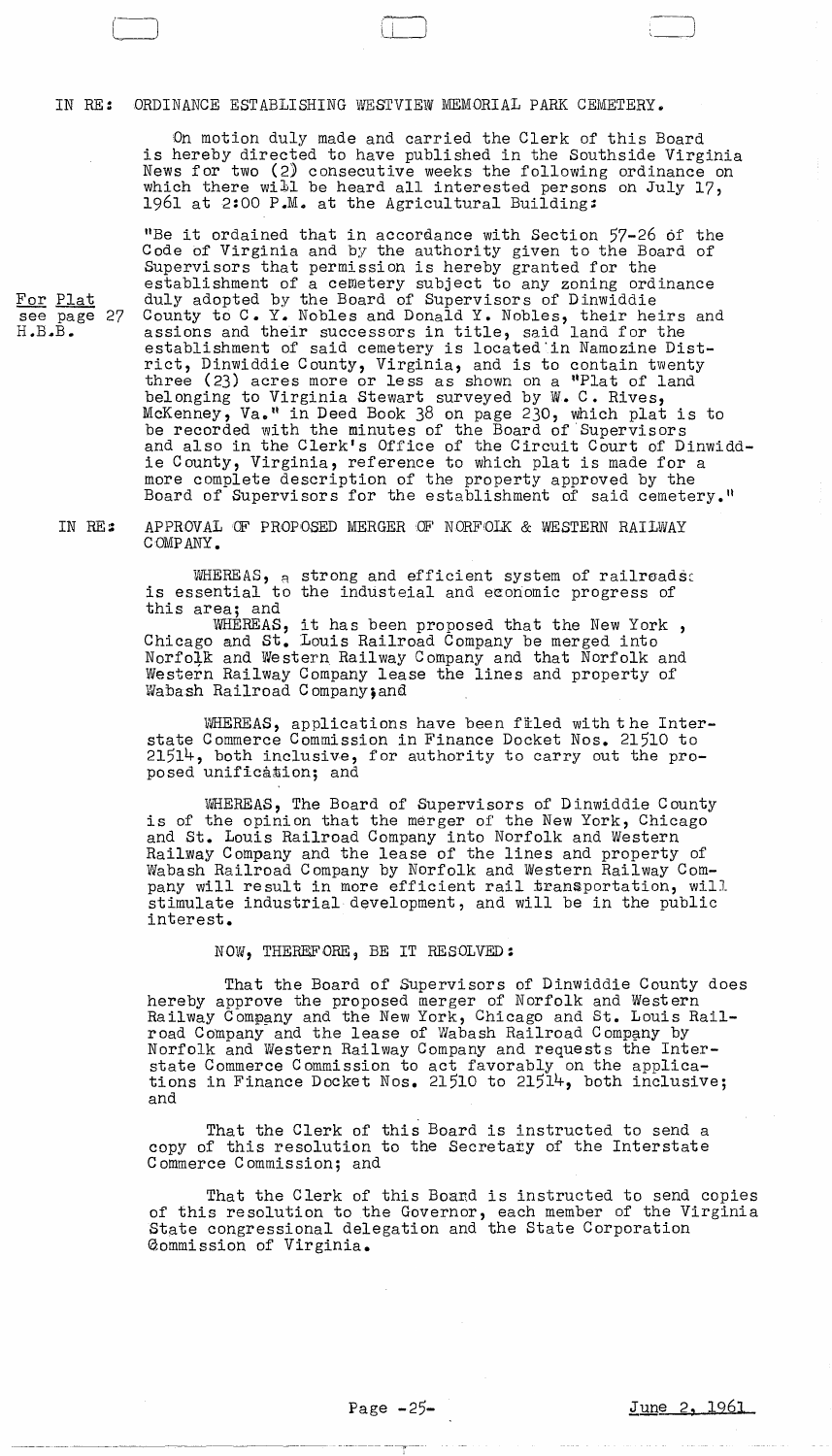IN RE: ORDINANCE ESTABLISHING WESTVIEW MEMORIAL PARK CEMETERY.

On motion duly made and carried the Clerk of this Board is hereby directed to have published in the Southside Virginia News for two (2) consecutive weeks the following ordinance on which there will be heard all interested persons on July 17, 1961 at 2:00 P.M. at the Agricultural Building:

For Plat see page 27 H.B.B.

"Be it ordained that in accordance with Section 57-26 of the Code of Virginia and by the authority given to the Board of Supervisors that permission is hereby granted for the establishment of a cemetery subject to any zoning ordinance duly adopted by the Board of Supervisors of Dinwiddie County to C. Y. Nobles and Donald Y. Nobles, their heirs and assions and their successors in title, said land for the establishment of said cemetery is located in Namozine District, Dinwiddie County, Virginia, and is to contain twenty three (23) acres more or less as shown on a "Plat of land belonging to Virginia Stewart surveyed by W. C. Rives, McKenney, Va." in Deed Book 38 on page 230, which plat is to be recorded with the minutes of the Board of Supervisors and also in the Clerk's Office of the Circuit Court of Dinwiddie County, Virginia, reference to which plat is made for a more complete description of the property approved by the Board of Supervisors for the establishment of said cemetery."

IN RE: APPROVAL OF PROPOSED MERGER OF NORFOLK & WESTERN RAILWAY COMPANY.

WHEREAS, a strong and efficient system of railroads is essential to the industeial and economic progress of this area; and

WHEREAS, it has been proposed that the New York, Chicago and St. Louis Railroad Company be merged into Norfolk and Western Railway Company and that Norfolk and Western Railway Company lease the lines and property of Wabash Railroad Company; and

WHEREAS, applications have been filed with the Interstate Commerce Commission in Finance Docket Nos. 21510 to 21514, both inclusive, for authority to carry out the proposed unification; and

WHEREAS, The Board of Supervisors of Dinwiddie County is of the opinion that the merger of the New York, Chicago and St. Louis Railroad Company into Norfolk and Western Railway Company and the lease of the lines and property of Wabash Railroad Company by Norfolk and Western Railway Company will result in more efficient rail transportation, will stimulate industrial development, and will be in the public interest.

NOW, THEREFORE, BE IT RESOLVED:

That the Board of Supervisors of Dinwiddie County does hereby approve the proposed merger of Norfolk and Western Railway Company and the New York, Chicago and St. Louis Railroad Company and the lease of Wabash Railroad Company by Norfolk and Western Railway Company and requests the Interstate Commerce Commission to act favorably on the applications in Finance Docket Nos. 21510 to 21514, both inclusive; and

That the Clerk of this Board is instructed to send a copy of this resolution to the Secretary of the Interstate Commerce Commission; and

That the Clerk of this Board is instructed to send copies of this resolution to the Governor, each member of the Virginia State congressional delegation and the State Corporation Commission of Virginia.

June 2, 1961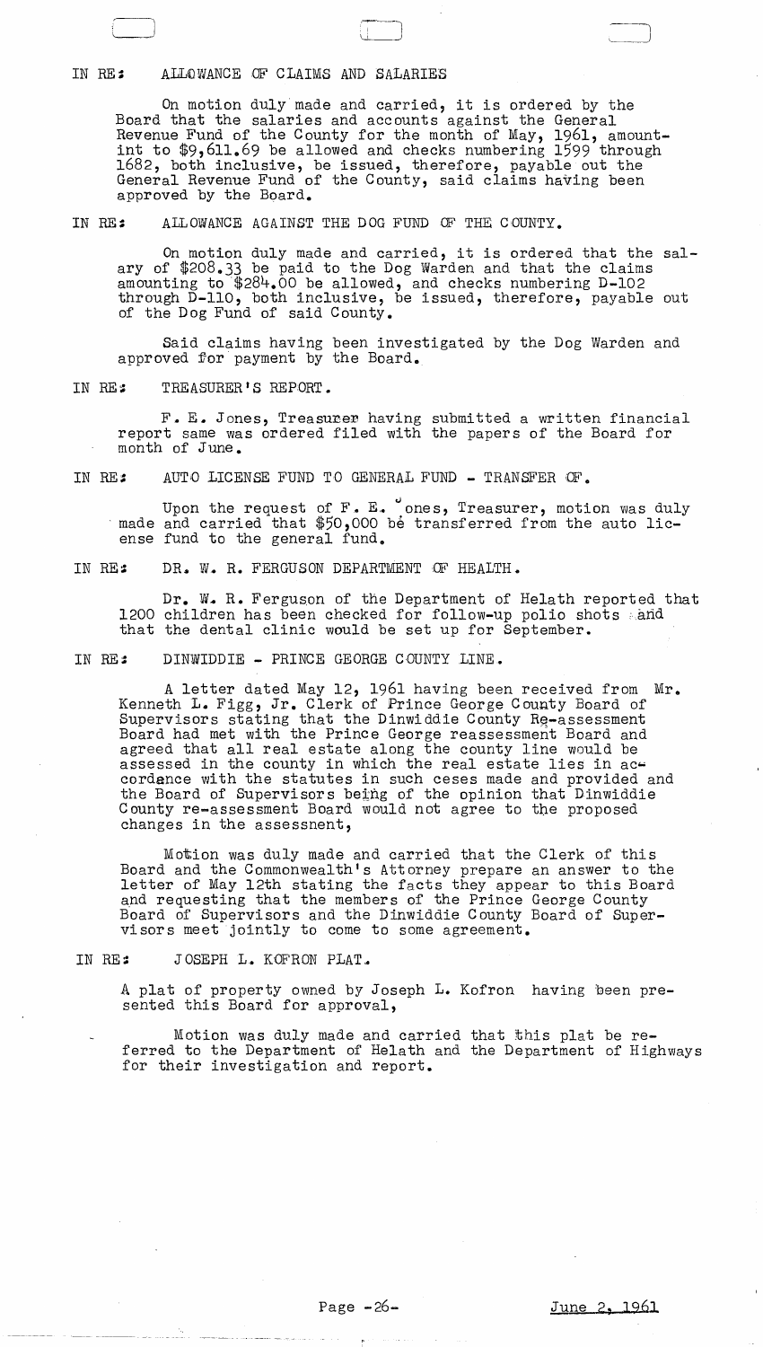IN RE: ALLOWANCE OF CLAIMS AND SALARIES

On motion duly made and carried, it is ordered by the Board that the salaries and accounts against the General Revenue Fund of the County for the month of May, 1961, amountint to $9,611.69 be allowed and checks numbering 1599 through 1682, both inclusive, be issued, therefore, payable out the General Revenue Fund of the County, said claims having been approved by the Board.

IN RE: ALLOWANCE AGAINST THE DOG FUND OF THE COUNTY.

On motion duly made and carried, it is ordered that the salary of $208.33 be paid to the Dog Warden and that the claims amounting to $284.00 be allowed, and checks numbering D-102 through D-110, both inclusive, be issued, therefore, payable out of the Dog Fund of said County.

Said claims having been investigated by the Dog Warden and approved for payment by the Board.

IN RE: TREASURER'S REPORT.

F. E. Jones, Treasurer having submitted a written financial report same was ordered filed with the papers of the Board for month of June.

IN RE: AUTO LICENSE FUND TO GENERAL FUND - TRANSFER OF.

Upon the request of F. E. Jones, Treasurer, motion was duly made and carried that $50,000 be transferred from the auto license fund to the general fund.

IN RE: DR. W. R. FERGUSON DEPARTMENT OF HEALTH.

Dr. W. R. Ferguson of the Department of Helath reported that 1200 children has been checked for follow-up polio shots and that the dental clinic would be set up for September.

IN RE: DINWIDDIE - PRINCE GEORGE COUNTY LINE.

A letter dated May 12, 1961 having been received from Mr. Kenneth L. Figg, Jr. Clerk of Prince George County Board of Supervisors stating that the Dinwiddie County Re-assessment Board had met with the Prince George reassessment Board and agreed that all real estate along the county line would be assessed in the county in which the real estate lies in accordance with the statutes in such ceses made and provided and the Board of Supervisors being of the opinion that Dinwiddie County re-assessment Board would not agree to the proposed changes in the assessnent,

Motion was duly made and carried that the Clerk of this Board and the Commonwealth's Attorney prepare an answer to the letter of May 12th stating the facts they appear to this Board and requesting that the members of the Prince George County Board of Supervisors and the Dinwiddie County Board of Supervisors meet jointly to come to some agreement.

IN RE: JOSEPH L. KOFRON PLAT.

A plat of property owned by Joseph L. Kofron having been presented this Board for approval,

Motion was duly made and carried that this plat be referred to the Department of Helath and the Department of Highways for their investigation and report.

June 2, 1961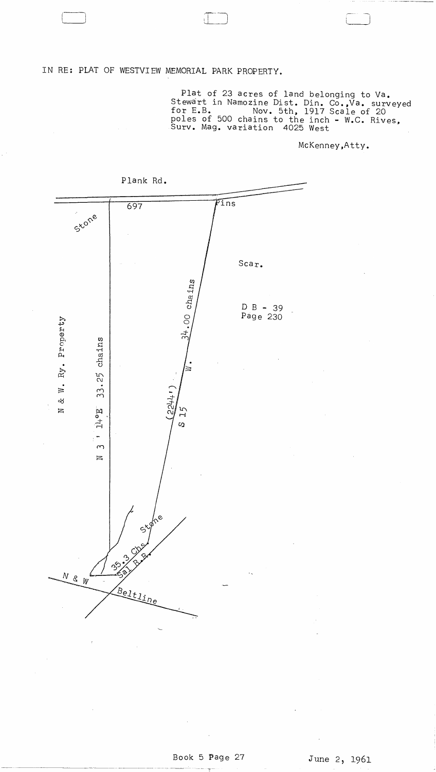IN RE: PLAT OF WESTVIEW MEMORIAL PARK PROPERTY.

Plat of 23 acres of land belonging to Va. Stewart in Namozine Dist. Din. Co.,Va. surveyed for E.B. Nov. 5th, 1917 Scale of 20 poles of 500 chains to the inch - W.C. Rives, Surv. Mag. variation 4025 West

McKenney,Atty.

Plank Rd.

697

Pins

Stone

Scar.

D B - 39
Page 230

N & W. Ry. Property

N 3 ' 14°E 33.25 chains

S 15 W. 34.00 chains

(2244')

Stone

35.3 Chs.

Sal R.R.

N & W

Beltline

Book 5 Page 27

June 2, 1961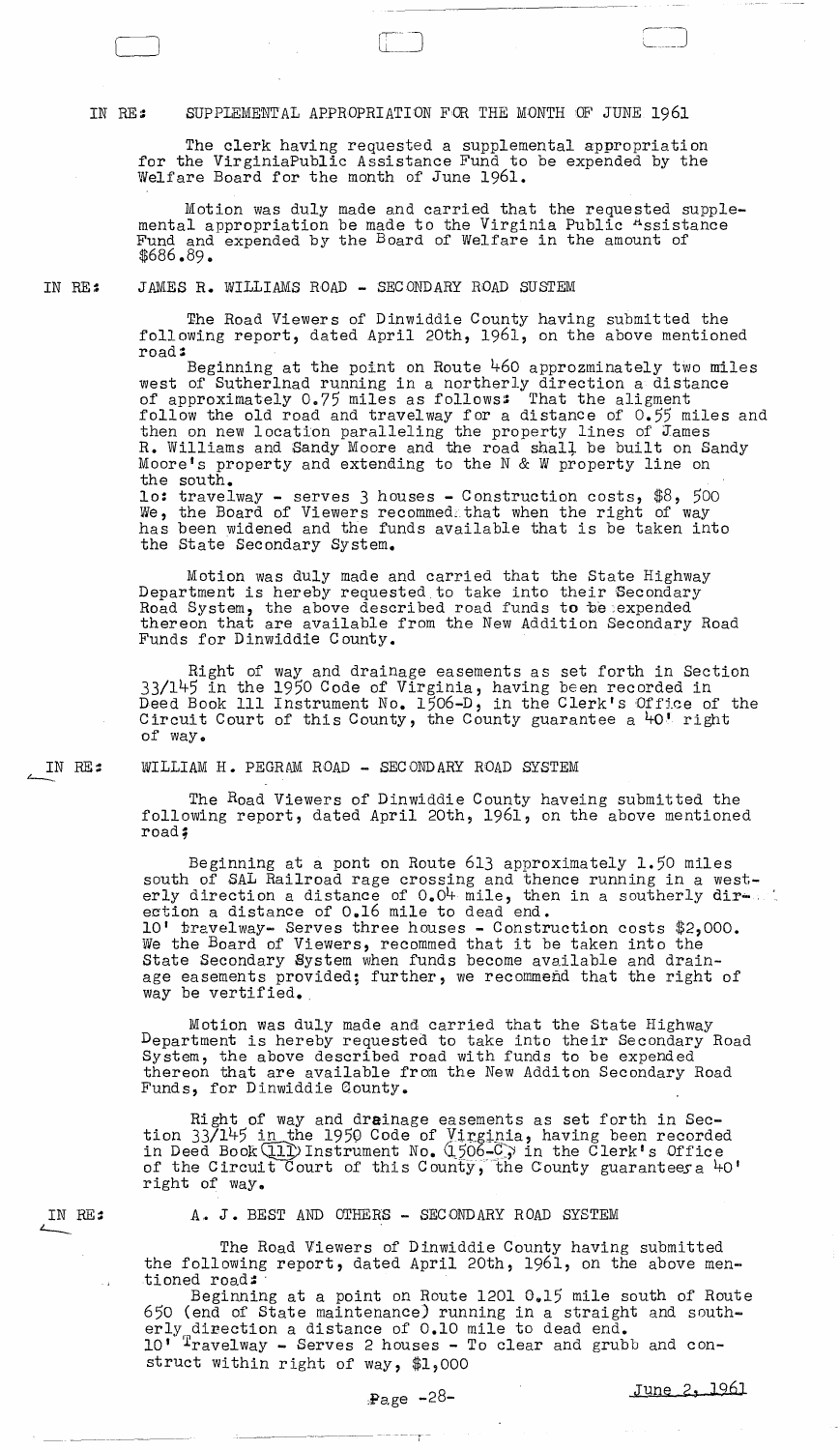IN RE: SUPPLEMENTAL APPROPRIATION FOR THE MONTH OF JUNE 1961

The clerk having requested a supplemental appropriation for the VirginiaPublic Assistance Fund to be expended by the Welfare Board for the month of June 1961.

Motion was duly made and carried that the requested supplemental appropriation be made to the Virginia Public Assistance Fund and expended by the Board of Welfare in the amount of $686.89.

IN RE: JAMES R. WILLIAMS ROAD - SECONDARY ROAD SUSTEM

The Road Viewers of Dinwiddie County having submitted the following report, dated April 20th, 1961, on the above mentioned road:

Beginning at the point on Route 460 approzminately two miles west of Sutherlnad running in a northerly direction a distance of approximately 0.75 miles as follows: That the aligment follow the old road and travelway for a distance of 0.55 miles and then on new location paralleling the property lines of James R. Williams and Sandy Moore and the road shall be built on Sandy Moore's property and extending to the N & W property line on the south.

1o: travelway - serves 3 houses - Construction costs, $8, 500

We, the Board of Viewers recommed that when the right of way has been widened and the funds available that is be taken into the State Secondary System.

Motion was duly made and carried that the State Highway Department is hereby requested to take into their Secondary Road System, the above described road funds to be expended thereon that are available from the New Addition Secondary Road Funds for Dinwiddie County.

Right of way and drainage easements as set forth in Section 33/145 in the 1950 Code of Virginia, having been recorded in Deed Book 111 Instrument No. 1506-D, in the Clerk's Office of the Circuit Court of this County, the County guarantee a 40' right of way.

IN RE: WILLIAM H. PEGRAM ROAD - SECONDARY ROAD SYSTEM

The Road Viewers of Dinwiddie County haveing submitted the following report, dated April 20th, 1961, on the above mentioned road;

Beginning at a pont on Route 613 approximately 1.50 miles south of SAL Railroad rage crossing and thence running in a westerly direction a distance of 0.04 mile, then in a southerly direction a distance of 0.16 mile to dead end.

10' travelway- Serves three houses - Construction costs $2,000.

We the Board of Viewers, recommed that it be taken into the State Secondary System when funds become available and drainage easements provided; further, we recommend that the right of way be vertified.

Motion was duly made and carried that the State Highway Department is hereby requested to take into their Secondary Road System, the above described road with funds to be expended thereon that are available from the New Additon Secondary Road Funds, for Dinwiddie County.

Right of way and drainage easements as set forth in Section 33/145 in the 1950 Code of Virginia, having been recorded in Deed Book 111 Instrument No. 1506-C, in the Clerk's Office of the Circuit Court of this County, the County guaranteesa 40' right of way.

IN RE: A. J. BEST AND OTHERS - SECONDARY ROAD SYSTEM

The Road Viewers of Dinwiddie County having submitted the following report, dated April 20th, 1961, on the above mentioned road:

Beginning at a point on Route 1201 0.15 mile south of Route 650 (end of State maintenance) running in a straight and southerly direction a distance of 0.10 mile to dead end.

10' Travelway - Serves 2 houses - To clear and grubb and construct within right of way, $1,000

June 2, 1961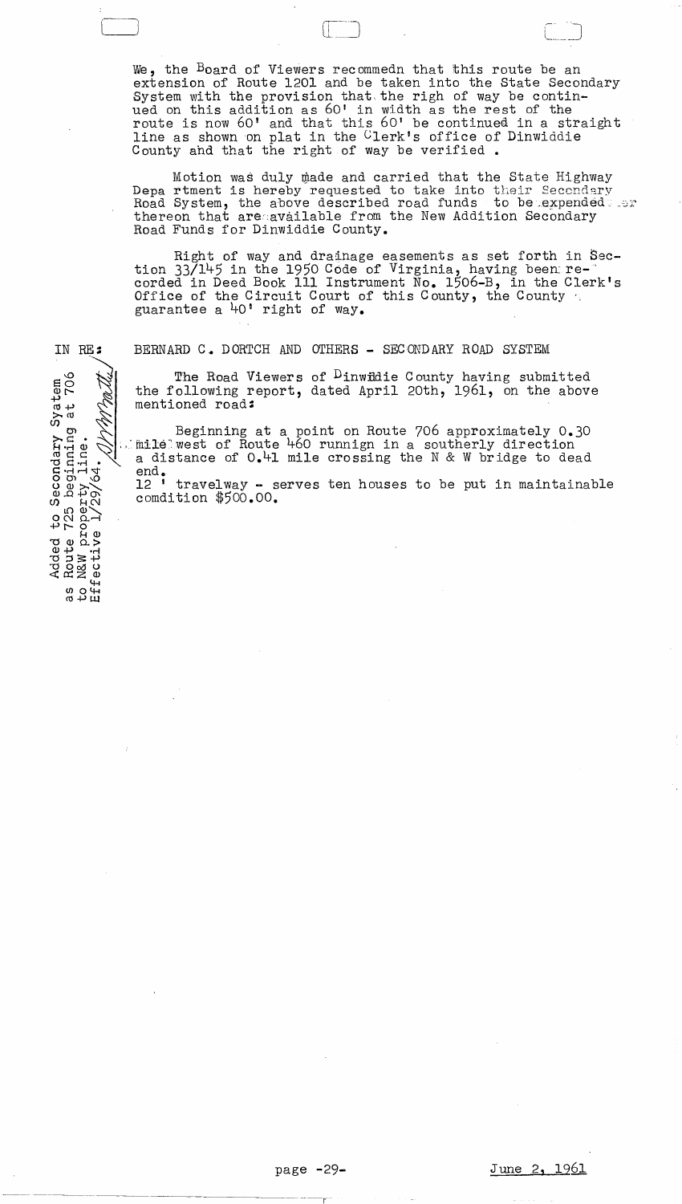We, the Board of Viewers recommedn that this route be an extension of Route 1201 and be taken into the State Secondary System with the provision that the righ of way be continued on this addition as 60' in width as the rest of the route is now 60' and that this 60' be continued in a straight line as shown on plat in the Clerk's office of Dinwiddie County and that the right of way be verified .

Motion was duly made and carried that the State Highway Depa rtment is hereby requested to take into their Secondary Road System, the above described road funds to be expended thereon that are available from the New Addition Secondary Road Funds for Dinwiddie County.

Right of way and drainage easements as set forth in Section 33/145 in the 1950 Code of Virginia, having been recorded in Deed Book 111 Instrument No. 1506-B, in the Clerk's Office of the Circuit Court of this County, the County guarantee a 40' right of way.

IN RE: BERNARD C. DORTCH AND OTHERS - SECONDARY ROAD SYSTEM

Added to Secondary System as Route 725 beginning at 706 to N&W property line. Effective 1/29/64.

The Road Viewers of Dinwiddie County having submitted the following report, dated April 20th, 1961, on the above mentioned road:

Beginning at a point on Route 706 approximately 0.30 mile west of Route 460 runnign in a southerly direction a distance of 0.41 mile crossing the N & W bridge to dead end.
12 ' travelway - serves ten houses to be put in maintainable comdition $500.00.

June 2, 1961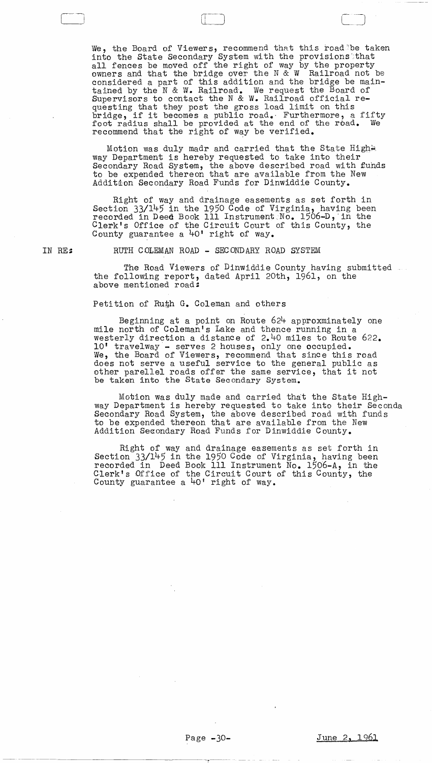We, the Board of Viewers, recommend that this road be taken into the State Secondary System with the provisions that all fences be moved off the right of way by the property owners and that the bridge over the N & W Railroad not be considered a part of this addition and the bridge be maintained by the N & W. Railroad. We request the Board of Supervisors to contact the N & W. Railroad official requesting that they post the gross load limit on this bridge, if it becomes a public road. Furthermore, a fifty foot radius shall be provided at the end of the road. We recommend that the right of way be verified.

Motion was duly madr and carried that the State Highway Department is hereby requested to take into their Secondary Road System, the above described road with funds to be expended thereon that are available from the New Addition Secondary Road Funds for Dinwiddie County.

Right of way and drainage easements as set forth in Section 33/145 in the 1950 Code of Virginia, having been recorded in Deed Book 111 Instrument No. 1506-D, in the Clerk's Office of the Circuit Court of this County, the County guarantee a 40' right of way.

IN RE: RUTH COLEMAN ROAD - SECONDARY ROAD SYSTEM

The Road Viewers of Dinwiddie County having submitted the following report, dated April 20th, 1961, on the above mentioned road:

Petition of Ruth G. Coleman and others

Beginning at a point on Route 624 approxminately one mile north of Coleman's Lake and thence running in a westerly direction a distance of 2.40 miles to Route 622. 10' travelway - serves 2 houses, only one occupied. We, the Board of Viewers, recommend that since this road does not serve a useful service to the general public as other parellel roads offer the same service, that it not be taken into the State Secondary System.

Motion was duly made and carried that the State Highway Department is hereby requested to take into their Seconda Secondary Road System, the above described road with funds to be expended thereon that are available from the New Addition Secondary Road Funds for Dinwiddie County.

Right of way and drainage easements as set forth in Section 33/145 in the 1950 Code of Virginia, having been recorded in Deed Book 111 Instrument No. 1506-A, in the Clerk's Office of the Circuit Court of this County, the County guarantee a 40' right of way.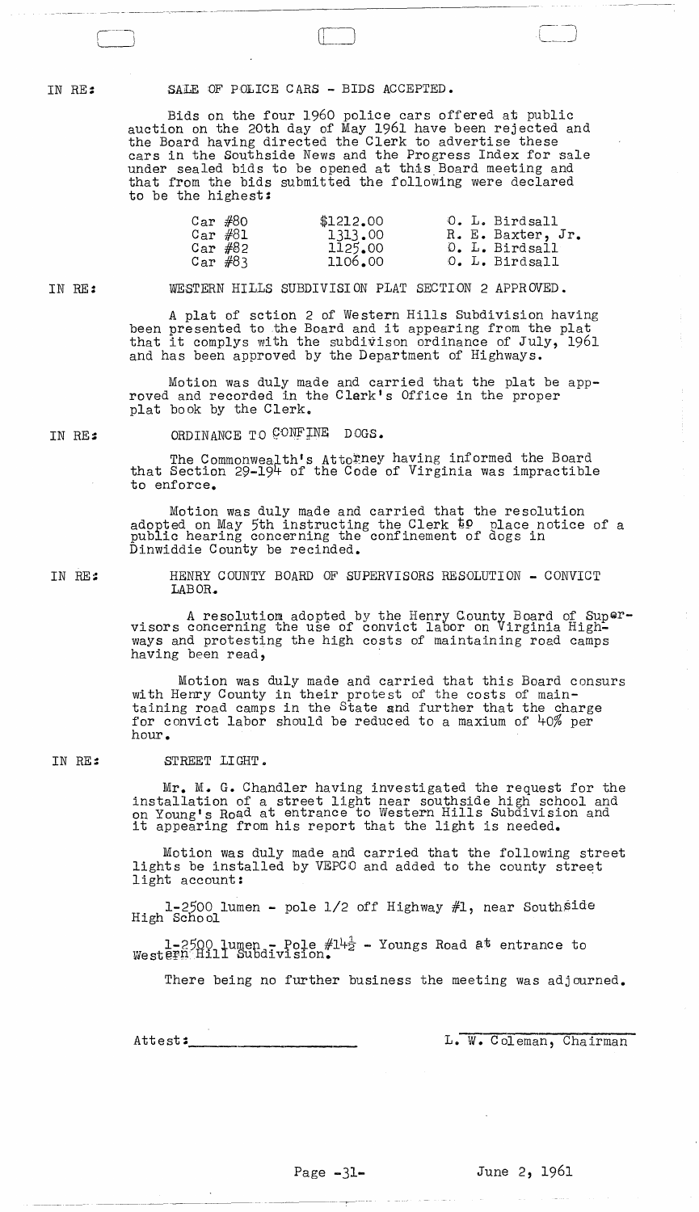IN RE: **SALE OF POLICE CARS - BIDS ACCEPTED.**

Bids on the four 1960 police cars offered at public auction on the 20th day of May 1961 have been rejected and the Board having directed the Clerk to advertise these cars in the Southside News and the Progress Index for sale under sealed bids to be opened at this Board meeting and that from the bids submitted the following were declared to be the highest:

| | | |
|---|---|---|
| Car #80 | $1212.00 | O. L. Birdsall |
| Car #81 | 1313.00 | R. E. Baxter, Jr. |
| Car #82 | 1125.00 | O. L. Birdsall |
| Car #83 | 1106.00 | O. L. Birdsall |

IN RE: **WESTERN HILLS SUBDIVISION PLAT SECTION 2 APPROVED.**

A plat of sction 2 of Western Hills Subdivision having been presented to the Board and it appearing from the plat that it complys with the subdivison ordinance of July, 1961 and has been approved by the Department of Highways.

Motion was duly made and carried that the plat be approved and recorded in the Clerk's Office in the proper plat book by the Clerk.

IN RE: **ORDINANCE TO CONFINE DOGS.**

The Commonwealth's Attorney having informed the Board that Section 29-194 of the Code of Virginia was impractible to enforce.

Motion was duly made and carried that the resolution adopted on May 5th instructing the Clerk to place notice of a public hearing concerning the confinement of dogs in Dinwiddie County be recinded.

IN RE: **HENRY COUNTY BOARD OF SUPERVISORS RESOLUTION - CONVICT LABOR.**

A resolution adopted by the Henry County Board of Supervisors concerning the use of convict labor on Virginia Highways and protesting the high costs of maintaining road camps having been read,

Motion was duly made and carried that this Board consurs with Henry County in their protest of the costs of maintaining road camps in the State and further that the charge for convict labor should be reduced to a maxium of 40% per hour.

IN RE: **STREET LIGHT.**

Mr. M. G. Chandler having investigated the request for the installation of a street light near southside high school and on Young's Road at entrance to Western Hills Subdivision and it appearing from his report that the light is needed.

Motion was duly made and carried that the following street lights be installed by VEPCO and added to the county street light account:

1-2500 lumen - pole 1/2 off Highway #1, near Southside High School

1-2500 lumen - Pole #14½ - Youngs Road at entrance to Western Hill Subdivision.

There being no further business the meeting was adjourned.

Attest:____________________ L. W. Coleman, Chairman

June 2, 1961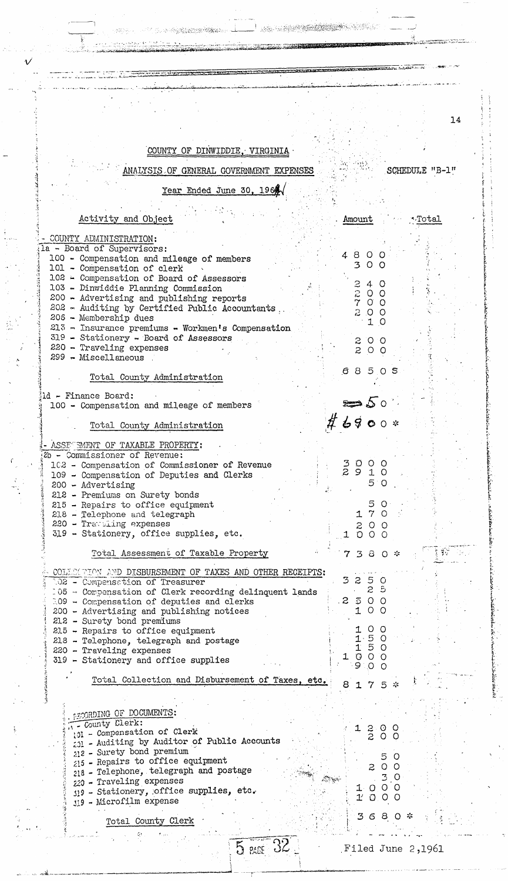COUNTY OF DINWIDDIE, VIRGINIA

ANALYSIS OF GENERAL GOVERNMENT EXPENSES — SCHEDULE "B-1"

Year Ended June 30, 1960

| Activity and Object | Amount | Total |
|---|---|---|
| - COUNTY ADMINISTRATION: | | |
| 1a - Board of Supervisors: | | |
| 100 - Compensation and mileage of members | 4800 | |
| 101 - Compensation of clerk | 300 | |
| 102 - Compensation of Board of Assessors | 240 | |
| 103 - Dinwiddie Planning Commission | 200 | |
| 200 - Advertising and publishing reports | 700 | |
| 202 - Auditing by Certified Public Accountants | 200 | |
| 206 - Membership dues | 10 | |
| 213 - Insurance premiums - Workmen's Compensation | | |
| 319 - Stationery - Board of Assessors | 200 | |
| 220 - Traveling expenses | 200 | |
| 299 - Miscellaneous | | |
| Total County Administration | 6850 S | |
| 1d - Finance Board: | | |
| 100 - Compensation and mileage of members | 50 | |
| Total County Administration | #6900 * | |
| - ASSESSMENT OF TAXABLE PROPERTY: | | |
| 2b - Commissioner of Revenue: | | |
| 102 - Compensation of Commissioner of Revenue | 3000 | |
| 109 - Compensation of Deputies and Clerks | 2910 | |
| 200 - Advertising | 50 | |
| 212 - Premiums on Surety bonds | | |
| 215 - Repairs to office equipment | 50 | |
| 218 - Telephone and telegraph | 170 | |
| 220 - Traveling expenses | 200 | |
| 319 - Stationery, office supplies, etc. | 1000 | |
| Total Assessment of Taxable Property | 7380 * | |
| - COLLECTION AND DISBURSEMENT OF TAXES AND OTHER RECEIPTS: | | |
| 102 - Compensation of Treasurer | 3250 | |
| 105 - Compensation of Clerk recording delinquent lands | 25 | |
| 109 - Compensation of deputies and clerks | 2500 | |
| 200 - Advertising and publishing notices | 100 | |
| 212 - Surety bond premiums | 100 | |
| 215 - Repairs to office equipment | 150 | |
| 218 - Telephone, telegraph and postage | 150 | |
| 220 - Traveling expenses | 1000 | |
| 319 - Stationery and office supplies | 900 | |
| Total Collection and Disbursement of Taxes, etc. | 8175 * | |
| - RECORDING OF DOCUMENTS: | | |
| - County Clerk: | | |
| 101 - Compensation of Clerk | 1200 | |
| 131 - Auditing by Auditor of Public Accounts | 200 | |
| 212 - Surety bond premium | | |
| 215 - Repairs to office equipment | 50 | |
| 218 - Telephone, telegraph and postage | 200 | |
| 220 - Traveling expenses | 30 | |
| 319 - Stationery, office supplies, etc. | 1000 | |
| 319 - Microfilm expense | 1000 | |
| Total County Clerk | 3680 * | |

Filed June 2,1961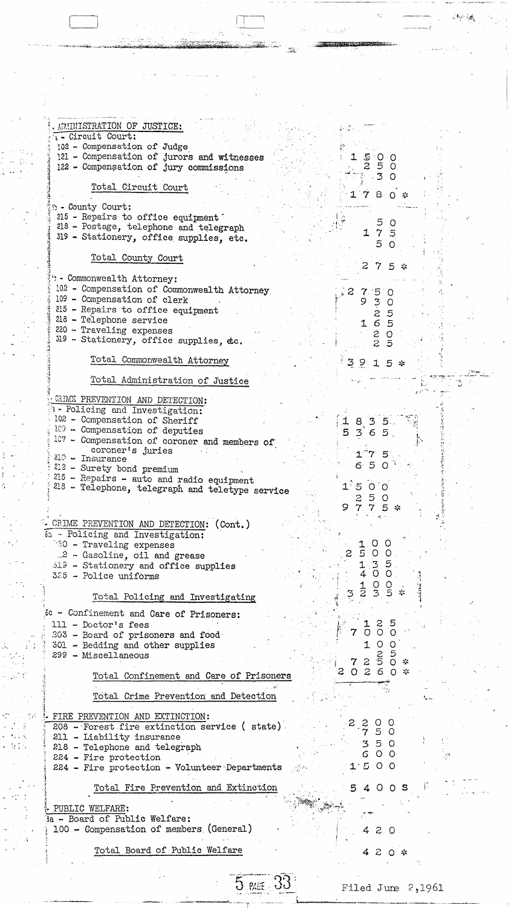| Item | Amount |
|---|---|
| **ADMINISTRATION OF JUSTICE:** | |
| 1 - Circuit Court: | |
| 102 - Compensation of Judge | 1500 |
| 121 - Compensation of jurors and witnesses | 250 |
| 122 - Compensation of jury commissions | 30 |
| Total Circuit Court | 1780 * |
| 5 - County Court: | |
| 215 - Repairs to office equipment | 50 |
| 218 - Postage, telephone and telegraph | 175 |
| 319 - Stationery, office supplies, etc. | 50 |
| Total County Court | 275 * |
| - Commonwealth Attorney: | |
| 102 - Compensation of Commonwealth Attorney | 2750 |
| 109 - Compensation of clerk | 930 |
| 215 - Repairs to office equipment | 25 |
| 218 - Telephone service | 165 |
| 220 - Traveling expenses | 20 |
| 319 - Stationery, office supplies, etc. | 25 |
| Total Commonwealth Attorney | 3915 * |
| Total Administration of Justice | |
| **CRIME PREVENTION AND DETECTION:** | |
| 1 - Policing and Investigation: | |
| 102 - Compensation of Sheriff | 1835 |
| 109 - Compensation of deputies | 5365 |
| 107 - Compensation of coroner and members of coroner's juries | 175 |
| 210 - Insurance | 650 |
| 212 - Surety bond premium | |
| 215 - Repairs - auto and radio equipment | 1500 |
| 218 - Telephone, telegraph and teletype service | 250 |
| | 9775 * |
| **CRIME PREVENTION AND DETECTION: (Cont.)** | |
| 6a - Policing and Investigation: | |
| 220 - Traveling expenses | 100 |
| 312 - Gasoline, oil and grease | 2500 |
| 319 - Stationery and office supplies | 135 |
| 325 - Police uniforms | 400 |
| | 100 |
| Total Policing and Investigating | 3235 * |
| 6c - Confinement and Care of Prisoners: | |
| 111 - Doctor's fees | 125 |
| 203 - Board of prisoners and food | 7000 |
| 301 - Bedding and other supplies | 100 |
| 299 - Miscellaneous | 25 |
| | 7250 * |
| Total Confinement and Care of Prisoners | 20260 * |
| Total Crime Prevention and Detection | |
| **FIRE PREVENTION AND EXTINCTION:** | |
| 208 - Forest fire extinction service (state) | 2200 |
| 211 - Liability insurance | 750 |
| 218 - Telephone and telegraph | 350 |
| 224 - Fire protection | 600 |
| 224 - Fire protection - Volunteer Departments | 1500 |
| Total Fire Prevention and Extinction | 5400 S |
| **PUBLIC WELFARE:** | |
| 8a - Board of Public Welfare: | |
| 100 - Compensation of members (General) | 420 |
| Total Board of Public Welfare | 420 * |

5 PAGE 33

Filed June 2, 1961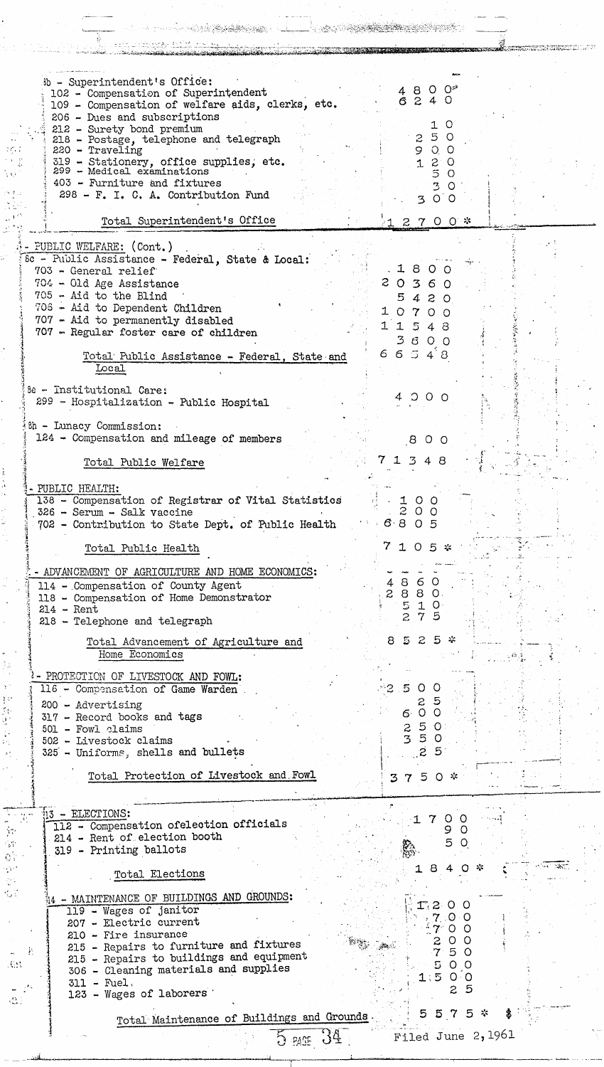8b - Superintendent's Office:

| Item | Amount |
|---|---|
| 102 - Compensation of Superintendent | 4800 |
| 109 - Compensation of welfare aids, clerks, etc. | 6240 |
| 206 - Dues and subscriptions | 10 |
| 212 - Surety bond premium | 250 |
| 218 - Postage, telephone and telegraph | 900 |
| 220 - Traveling | 120 |
| 319 - Stationery, office supplies, etc. | 50 |
| 299 - Medical examinations | 30 |
| 403 - Furniture and fixtures | 300 |
| 298 - F. I. C. A. Contribution Fund | |
| Total Superintendent's Office | 12700 * |

8 - PUBLIC WELFARE: (Cont.)

8c - Public Assistance - Federal, State & Local:

| Item | Amount |
|---|---|
| 703 - General relief | 1800 |
| 704 - Old Age Assistance | 20360 |
| 705 - Aid to the Blind | 5420 |
| 706 - Aid to Dependent Children | 10700 |
| 707 - Aid to permanently disabled | 11548 |
| 707 - Regular foster care of children | 3600 |
| Total Public Assistance - Federal, State and Local | 66548 |

8e - Institutional Care:

| Item | Amount |
|---|---|
| 299 - Hospitalization - Public Hospital | 4000 |

8h - Lunacy Commission:

| Item | Amount |
|---|---|
| 124 - Compensation and mileage of members | 800 |
| Total Public Welfare | 71348 |

- PUBLIC HEALTH:

| Item | Amount |
|---|---|
| 138 - Compensation of Registrar of Vital Statistics | 100 |
| 326 - Serum - Salk vaccine | 200 |
| 702 - Contribution to State Dept. of Public Health | 6805 |
| Total Public Health | 7105 * |

- ADVANCEMENT OF AGRICULTURE AND HOME ECONOMICS:

| Item | Amount |
|---|---|
| 114 - Compensation of County Agent | 4860 |
| 118 - Compensation of Home Demonstrator | 2880 |
| 214 - Rent | 510 |
| 218 - Telephone and telegraph | 275 |
| Total Advancement of Agriculture and Home Economics | 8525 * |

- PROTECTION OF LIVESTOCK AND FOWL:

| Item | Amount |
|---|---|
| 116 - Compensation of Game Warden | 2500 |
| 200 - Advertising | 25 |
| 317 - Record books and tags | 600 |
| 501 - Fowl claims | 250 |
| 502 - Livestock claims | 350 |
| 325 - Uniforms, shells and bullets | 25 |
| Total Protection of Livestock and Fowl | 3750 * |

13 - ELECTIONS:

| Item | Amount |
|---|---|
| 112 - Compensation of election officials | 1700 |
| 214 - Rent of election booth | 90 |
| 319 - Printing ballots | 50 |
| Total Elections | 1840 * |

14 - MAINTENANCE OF BUILDINGS AND GROUNDS:

| Item | Amount |
|---|---|
| 119 - Wages of janitor | 1200 |
| 207 - Electric current | 700 |
| 210 - Fire insurance | 700 |
| 215 - Repairs to furniture and fixtures | 200 |
| 215 - Repairs to buildings and equipment | 750 |
| 306 - Cleaning materials and supplies | 500 |
| 311 - Fuel | 1500 |
| 123 - Wages of laborers | 25 |
| Total Maintenance of Buildings and Grounds | 5575 * |

5 PAGE 34

Filed June 2, 1961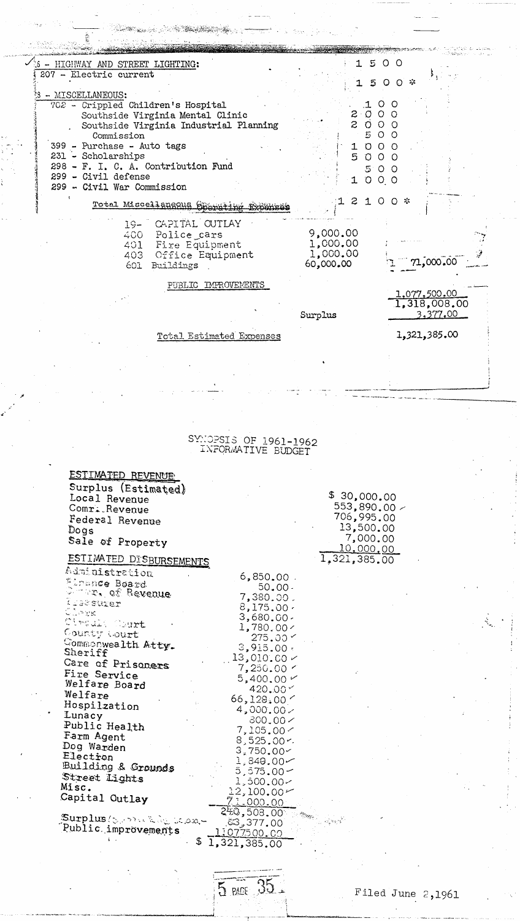| | | |
|---|---|---|
| 6 - HIGHWAY AND STREET LIGHTING: | 1 5 0 0 | |
| 207 - Electric current | | |
| | 1 5 0 0 * | |
| 8 - MISCELLANEOUS: | | |
| 702 - Crippled Children's Hospital | 1 0 0 | |
| Southside Virginia Mental Clinic | 2 0 0 0 | |
| Southside Virginia Industrial Planning Commission | 2 0 0 0 | |
| | 5 0 0 | |
| 399 - Purchase - Auto tags | 1 0 0 0 | |
| 231 - Scholarships | 5 0 0 0 | |
| 298 - F. I. C. A. Contribution Fund | 5 0 0 | |
| 299 - Civil defense | 1 0 0 0 | |
| 299 - Civil War Commission | | |
| Total Miscellaneous Operating Expenses | 1 2 1 0 0 * | |

| | | |
|---|---|---|
| 19- CAPITAL OUTLAY | | |
| 400 Police cars | 9,000.00 | |
| 401 Fire Equipment | 1,000.00 | |
| 403 Office Equipment | 1,000.00 | |
| 601 Buildings | 60,000.00 | 71,000.00 |
| PUBLIC IMPROVEMENTS | | 1,077,500.00 |
| | | 1,318,008.00 |
| | Surplus | 3,377.00 |
| Total Estimated Expenses | | 1,321,385.00 |

## SYNOPSIS OF 1961-1962 INFORMATIVE BUDGET

**ESTIMATED REVENUE**

| | |
|---|---|
| Surplus (Estimated) | $ 30,000.00 |
| Local Revenue | 553,890.00 |
| Comm. Revenue | 706,995.00 |
| Federal Revenue | 13,500.00 |
| Dogs | 7,000.00 |
| Sale of Property | 10,000.00 |
| | 1,321,385.00 |

**ESTIMATED DISBURSEMENTS**

| | |
|---|---|
| Administration | 6,850.00 |
| Finance Board | 50.00 |
| Comr. of Revenue | 7,380.00 |
| Treasurer | 8,175.00 |
| Clerk | 3,680.00 |
| Circuit Court | 1,780.00 |
| County Court | 275.00 |
| Commonwealth Atty. | 3,915.00 |
| Sheriff | 13,010.00 |
| Care of Prisoners | 7,250.00 |
| Fire Service | 5,400.00 |
| Welfare Board | 420.00 |
| Welfare | 66,128.00 |
| Hospilzation | 4,000.00 |
| Lunacy | 300.00 |
| Public Health | 7,105.00 |
| Farm Agent | 8,525.00 |
| Dog Warden | 3,750.00 |
| Election | 1,840.00 |
| Building & Grounds | 5,575.00 |
| Street Lights | 1,500.00 |
| Misc. | 12,100.00 |
| Capital Outlay | 71,000.00 |
| | 240,508.00 |
| Surplus | 3,377.00 |
| Public improvements | 1,077,500.00 |
| | $ 1,321,385.00 |

5 PAGE 35

Filed June 2,1961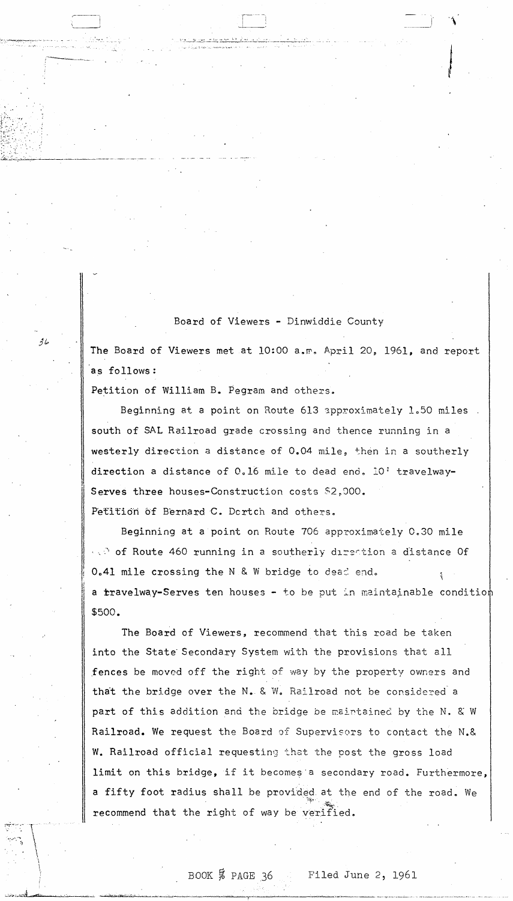Board of Viewers - Dinwiddie County

The Board of Viewers met at 10:00 a.m. April 20, 1961, and report as follows:

Petition of William B. Pegram and others.

Beginning at a point on Route 613 approximately 1.50 miles south of SAL Railroad grade crossing and thence running in a westerly direction a distance of 0.04 mile, then in a southerly direction a distance of 0.16 mile to dead end. 10' travelway-Serves three houses-Construction costs $2,000.

Petition of Bernard C. Dortch and others.

Beginning at a point on Route 706 approximately 0.30 mile ... of Route 460 running in a southerly direction a distance Of 0.41 mile crossing the N & W bridge to dead end. a travelway-Serves ten houses - to be put in maintainable condition $500.

The Board of Viewers, recommend that this road be taken into the State Secondary System with the provisions that all fences be moved off the right of way by the property owners and that the bridge over the N. & W. Railroad not be considered a part of this addition and the bridge be maintained by the N. & W Railroad. We request the Board of Supervisors to contact the N.& W. Railroad official requesting that the post the gross load limit on this bridge, if it becomes a secondary road. Furthermore, a fifty foot radius shall be provided at the end of the road. We recommend that the right of way be verified.

BOOK 5 PAGE 36 Filed June 2, 1961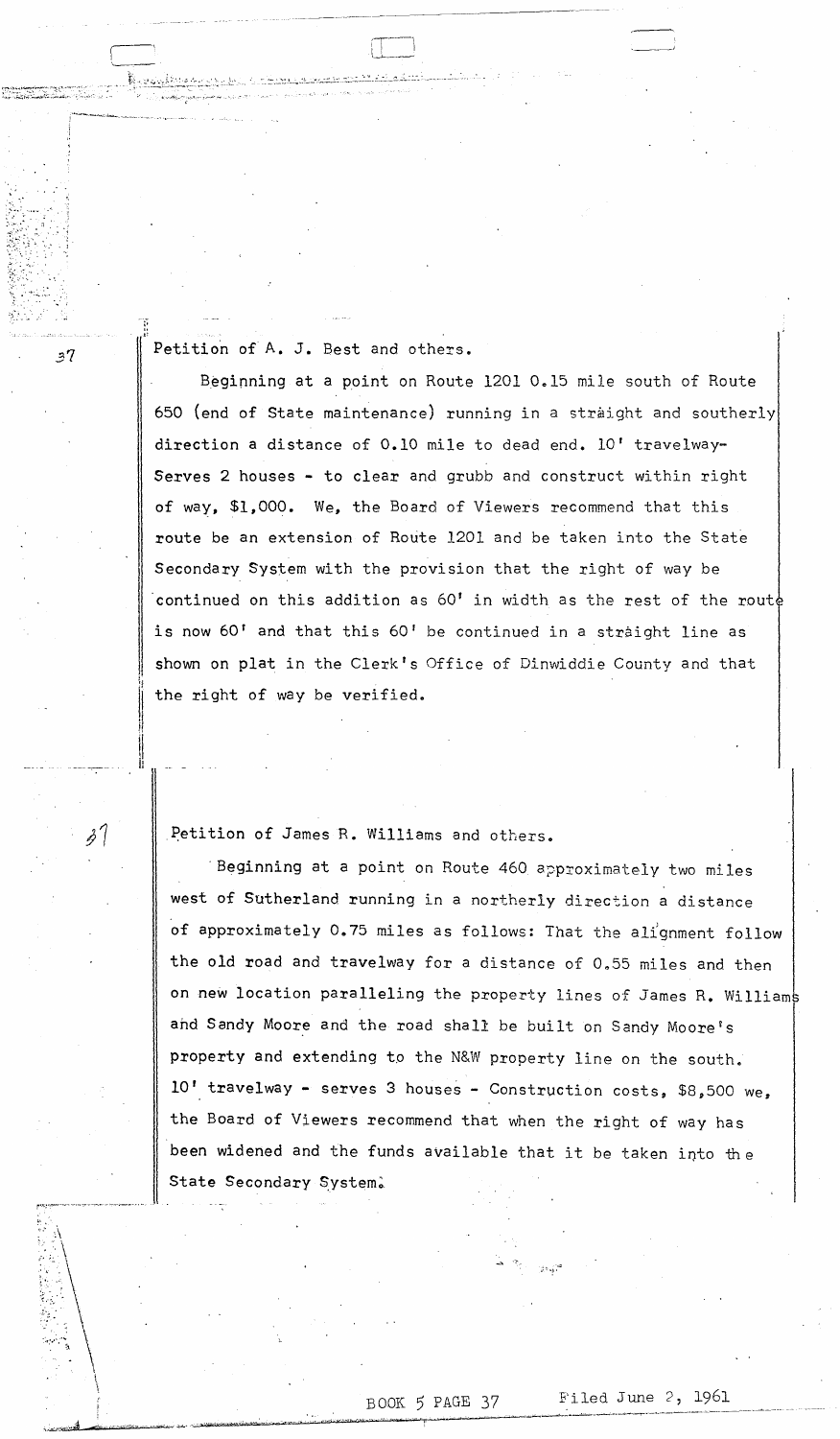Petition of A. J. Best and others.

Beginning at a point on Route 1201 0.15 mile south of Route 650 (end of State maintenance) running in a straight and southerly direction a distance of 0.10 mile to dead end. 10' travelway- Serves 2 houses - to clear and grubb and construct within right of way, $1,000. We, the Board of Viewers recommend that this route be an extension of Route 1201 and be taken into the State Secondary System with the provision that the right of way be continued on this addition as 60' in width as the rest of the route is now 60' and that this 60' be continued in a straight line as shown on plat in the Clerk's Office of Dinwiddie County and that the right of way be verified.

Petition of James R. Williams and others.

Beginning at a point on Route 460 approximately two miles west of Sutherland running in a northerly direction a distance of approximately 0.75 miles as follows: That the alignment follow the old road and travelway for a distance of 0.55 miles and then on new location paralleling the property lines of James R. Williams and Sandy Moore and the road shall be built on Sandy Moore's property and extending to the N&W property line on the south. 10' travelway - serves 3 houses - Construction costs, $8,500 we, the Board of Viewers recommend that when the right of way has been widened and the funds available that it be taken into the State Secondary System.

BOOK 5 PAGE 37 Filed June 2, 1961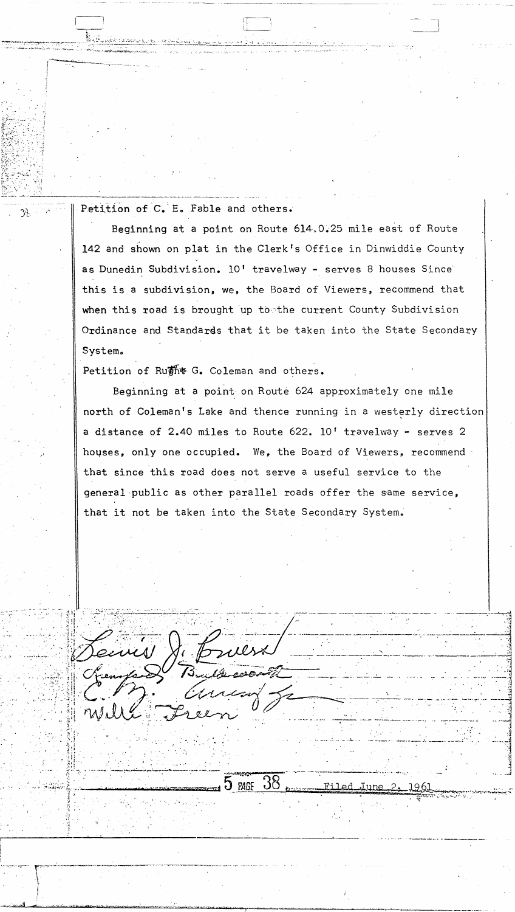Petition of C. E. Fable and others.

Beginning at a point on Route 614.0.25 mile east of Route 142 and shown on plat in the Clerk's Office in Dinwiddie County as Dunedin Subdivision. 10' travelway - serves 8 houses Since this is a subdivision, we, the Board of Viewers, recommend that when this road is brought up to the current County Subdivision Ordinance and Standards that it be taken into the State Secondary System.

Petition of Rufus G. Coleman and others.

Beginning at a point on Route 624 approximately one mile north of Coleman's Lake and thence running in a westerly direction a distance of 2.40 miles to Route 622. 10' travelway - serves 2 houses, only one occupied. We, the Board of Viewers, recommend that since this road does not serve a useful service to the general public as other parallel roads offer the same service, that it not be taken into the State Secondary System.

Lewis J. Bowers
Crawford Butterworth
C. M. Currey Jr
Willie Freen

5 PAGE 38 Filed June 2, 1961